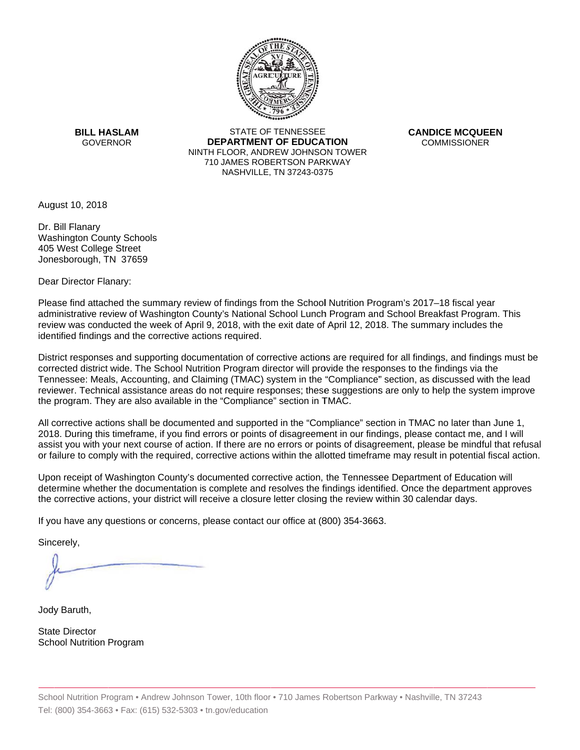**BILL HASLAM**
GOVERNOR

STATE OF TENNESSEE
**DEPARTMENT OF EDUCATION**
NINTH FLOOR, ANDREW JOHNSON TOWER
710 JAMES ROBERTSON PARKWAY
NASHVILLE, TN 37243-0375

**CANDICE MCQUEEN**
COMMISSIONER

August 10, 2018

Dr. Bill Flanary
Washington County Schools
405 West College Street
Jonesborough, TN 37659

Dear Director Flanary:

Please find attached the summary review of findings from the School Nutrition Program's 2017–18 fiscal year administrative review of Washington County's National School Lunch Program and School Breakfast Program. This review was conducted the week of April 9, 2018, with the exit date of April 12, 2018. The summary includes the identified findings and the corrective actions required.

District responses and supporting documentation of corrective actions are required for all findings, and findings must be corrected district wide. The School Nutrition Program director will provide the responses to the findings via the Tennessee: Meals, Accounting, and Claiming (TMAC) system in the "Compliance" section, as discussed with the lead reviewer. Technical assistance areas do not require responses; these suggestions are only to help the system improve the program. They are also available in the "Compliance" section in TMAC.

All corrective actions shall be documented and supported in the "Compliance" section in TMAC no later than June 1, 2018. During this timeframe, if you find errors or points of disagreement in our findings, please contact me, and I will assist you with your next course of action. If there are no errors or points of disagreement, please be mindful that refusal or failure to comply with the required, corrective actions within the allotted timeframe may result in potential fiscal action.

Upon receipt of Washington County's documented corrective action, the Tennessee Department of Education will determine whether the documentation is complete and resolves the findings identified. Once the department approves the corrective actions, your district will receive a closure letter closing the review within 30 calendar days.

If you have any questions or concerns, please contact our office at (800) 354-3663.

Sincerely,

Jody Baruth,

State Director
School Nutrition Program

School Nutrition Program • Andrew Johnson Tower, 10th floor • 710 James Robertson Parkway • Nashville, TN 37243
Tel: (800) 354-3663 • Fax: (615) 532-5303 • tn.gov/education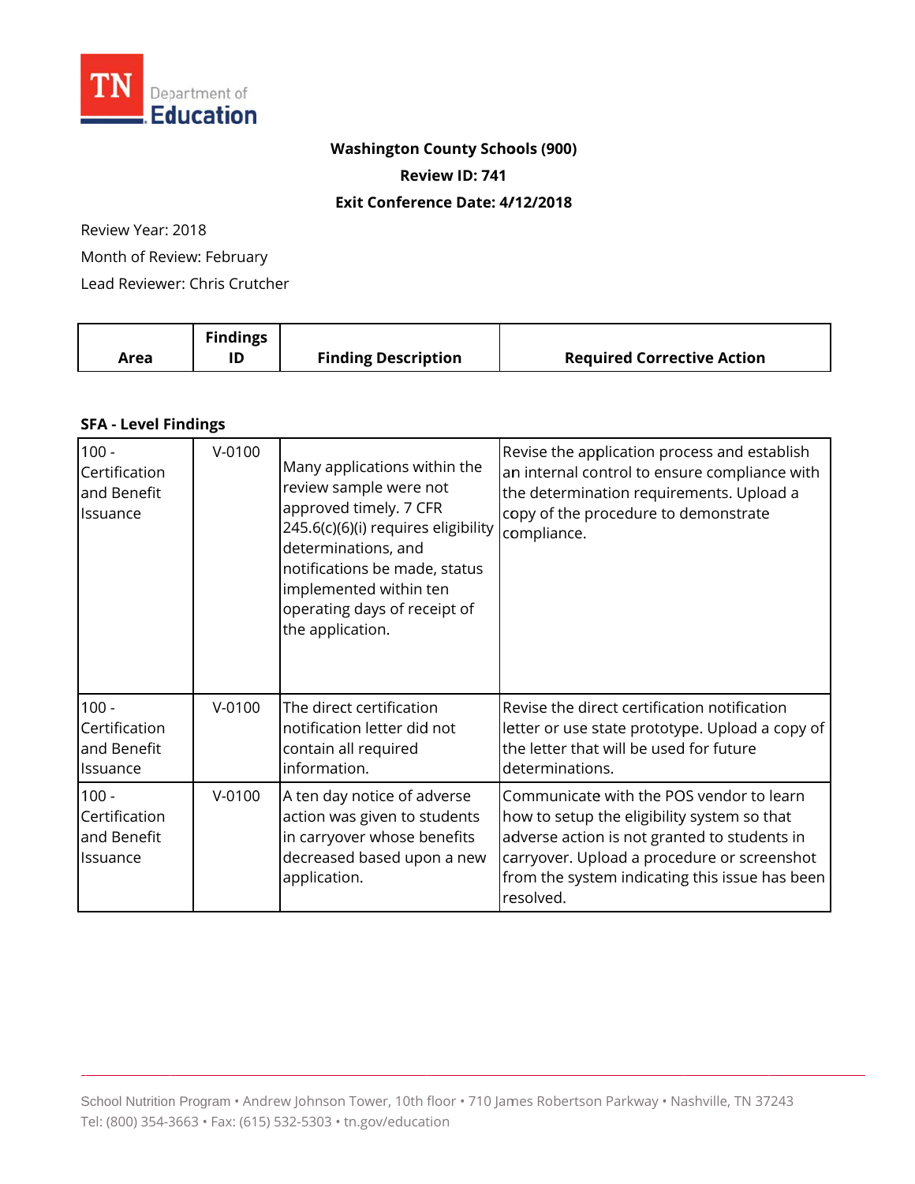**Washington County Schools (900)**

**Review ID: 741**

**Exit Conference Date: 4/12/2018**

Review Year: 2018

Month of Review: February

Lead Reviewer: Chris Crutcher

| Area | Findings ID | Finding Description | Required Corrective Action |
|---|---|---|---|
| **SFA - Level Findings** | | | |
| 100 - Certification and Benefit Issuance | V-0100 | Many applications within the review sample were not approved timely. 7 CFR 245.6(c)(6)(i) requires eligibility determinations, and notifications be made, status implemented within ten operating days of receipt of the application. | Revise the application process and establish an internal control to ensure compliance with the determination requirements. Upload a copy of the procedure to demonstrate compliance. |
| 100 - Certification and Benefit Issuance | V-0100 | The direct certification notification letter did not contain all required information. | Revise the direct certification notification letter or use state prototype. Upload a copy of the letter that will be used for future determinations. |
| 100 - Certification and Benefit Issuance | V-0100 | A ten day notice of adverse action was given to students in carryover whose benefits decreased based upon a new application. | Communicate with the POS vendor to learn how to setup the eligibility system so that adverse action is not granted to students in carryover. Upload a procedure or screenshot from the system indicating this issue has been resolved. |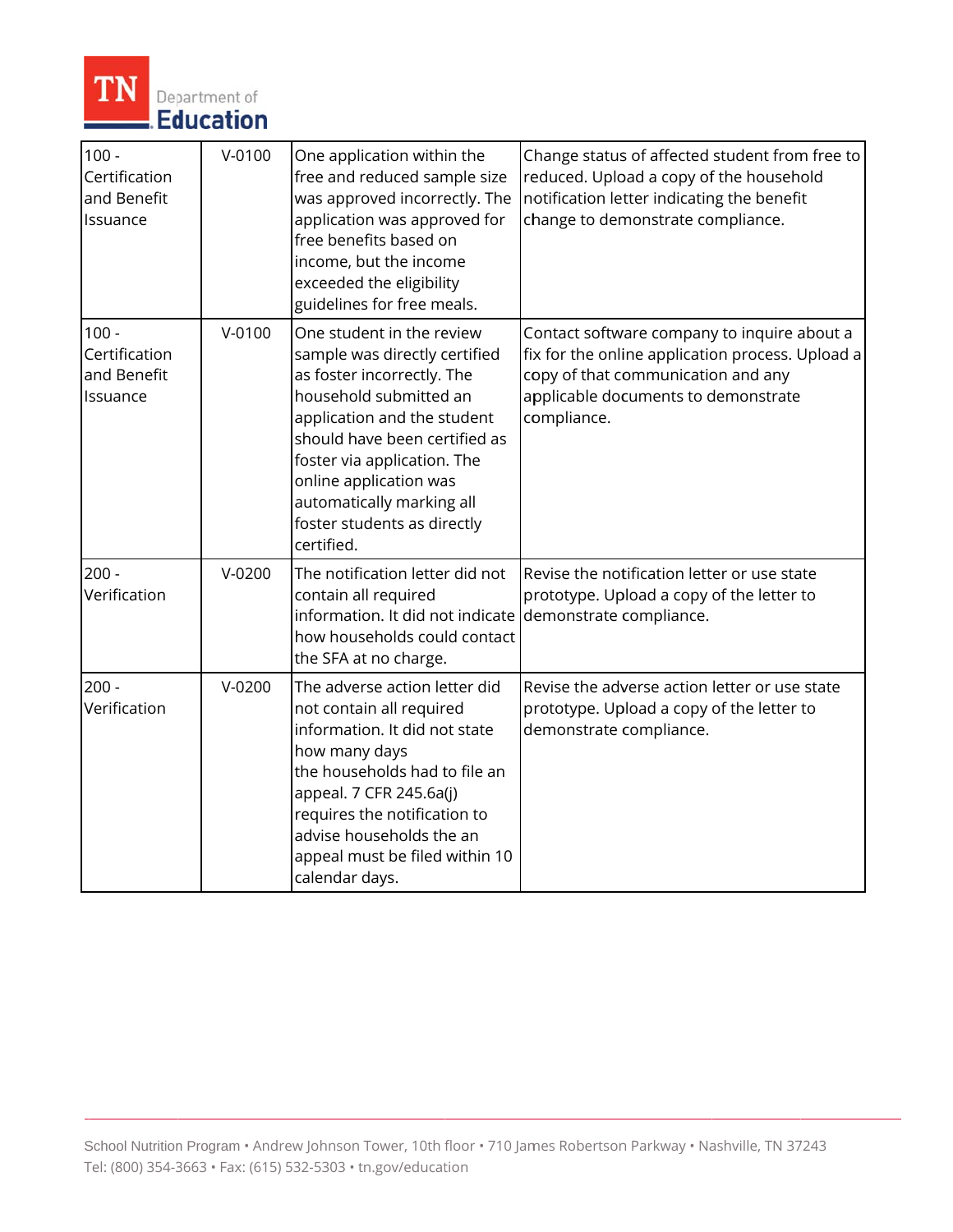| | | | |
|---|---|---|---|
| 100 - Certification and Benefit Issuance | V-0100 | One application within the free and reduced sample size was approved incorrectly. The application was approved for free benefits based on income, but the income exceeded the eligibility guidelines for free meals. | Change status of affected student from free to reduced. Upload a copy of the household notification letter indicating the benefit change to demonstrate compliance. |
| 100 - Certification and Benefit Issuance | V-0100 | One student in the review sample was directly certified as foster incorrectly. The household submitted an application and the student should have been certified as foster via application. The online application was automatically marking all foster students as directly certified. | Contact software company to inquire about a fix for the online application process. Upload a copy of that communication and any applicable documents to demonstrate compliance. |
| 200 - Verification | V-0200 | The notification letter did not contain all required information. It did not indicate how households could contact the SFA at no charge. | Revise the notification letter or use state prototype. Upload a copy of the letter to demonstrate compliance. |
| 200 - Verification | V-0200 | The adverse action letter did not contain all required information. It did not state how many days the households had to file an appeal. 7 CFR 245.6a(j) requires the notification to advise households the an appeal must be filed within 10 calendar days. | Revise the adverse action letter or use state prototype. Upload a copy of the letter to demonstrate compliance. |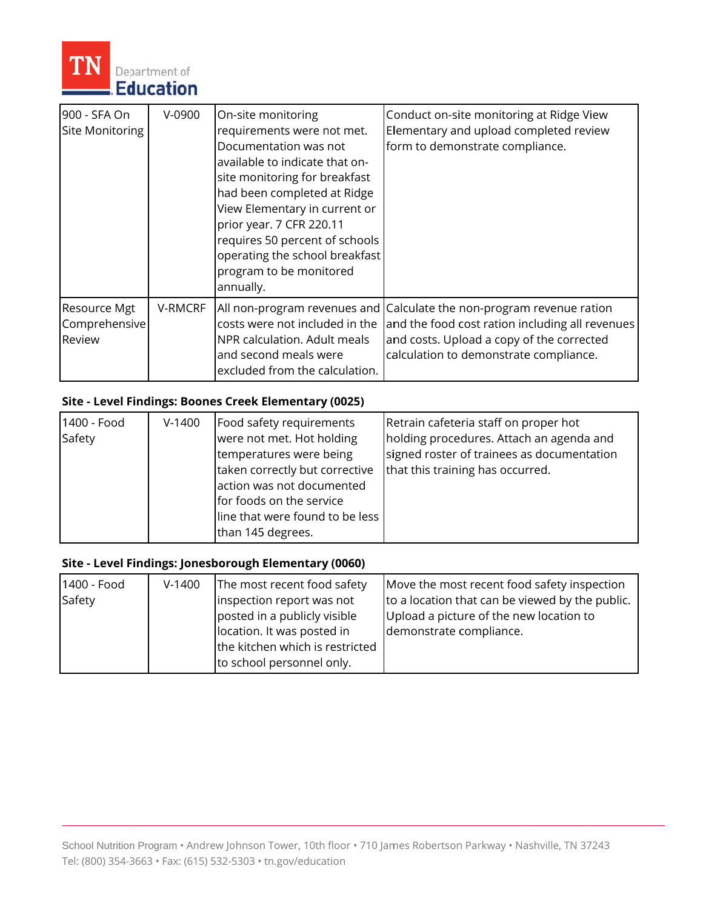| | | | |
|---|---|---|---|
| 900 - SFA On Site Monitoring | V-0900 | On-site monitoring requirements were not met. Documentation was not available to indicate that on-site monitoring for breakfast had been completed at Ridge View Elementary in current or prior year. 7 CFR 220.11 requires 50 percent of schools operating the school breakfast program to be monitored annually. | Conduct on-site monitoring at Ridge View Elementary and upload completed review form to demonstrate compliance. |
| Resource Mgt Comprehensive Review | V-RMCRF | All non-program revenues and costs were not included in the NPR calculation. Adult meals and second meals were excluded from the calculation. | Calculate the non-program revenue ration and the food cost ration including all revenues and costs. Upload a copy of the corrected calculation to demonstrate compliance. |

**Site - Level Findings: Boones Creek Elementary (0025)**

| | | | |
|---|---|---|---|
| 1400 - Food Safety | V-1400 | Food safety requirements were not met. Hot holding temperatures were being taken correctly but corrective action was not documented for foods on the service line that were found to be less than 145 degrees. | Retrain cafeteria staff on proper hot holding procedures. Attach an agenda and signed roster of trainees as documentation that this training has occurred. |

**Site - Level Findings: Jonesborough Elementary (0060)**

| | | | |
|---|---|---|---|
| 1400 - Food Safety | V-1400 | The most recent food safety inspection report was not posted in a publicly visible location. It was posted in the kitchen which is restricted to school personnel only. | Move the most recent food safety inspection to a location that can be viewed by the public. Upload a picture of the new location to demonstrate compliance. |